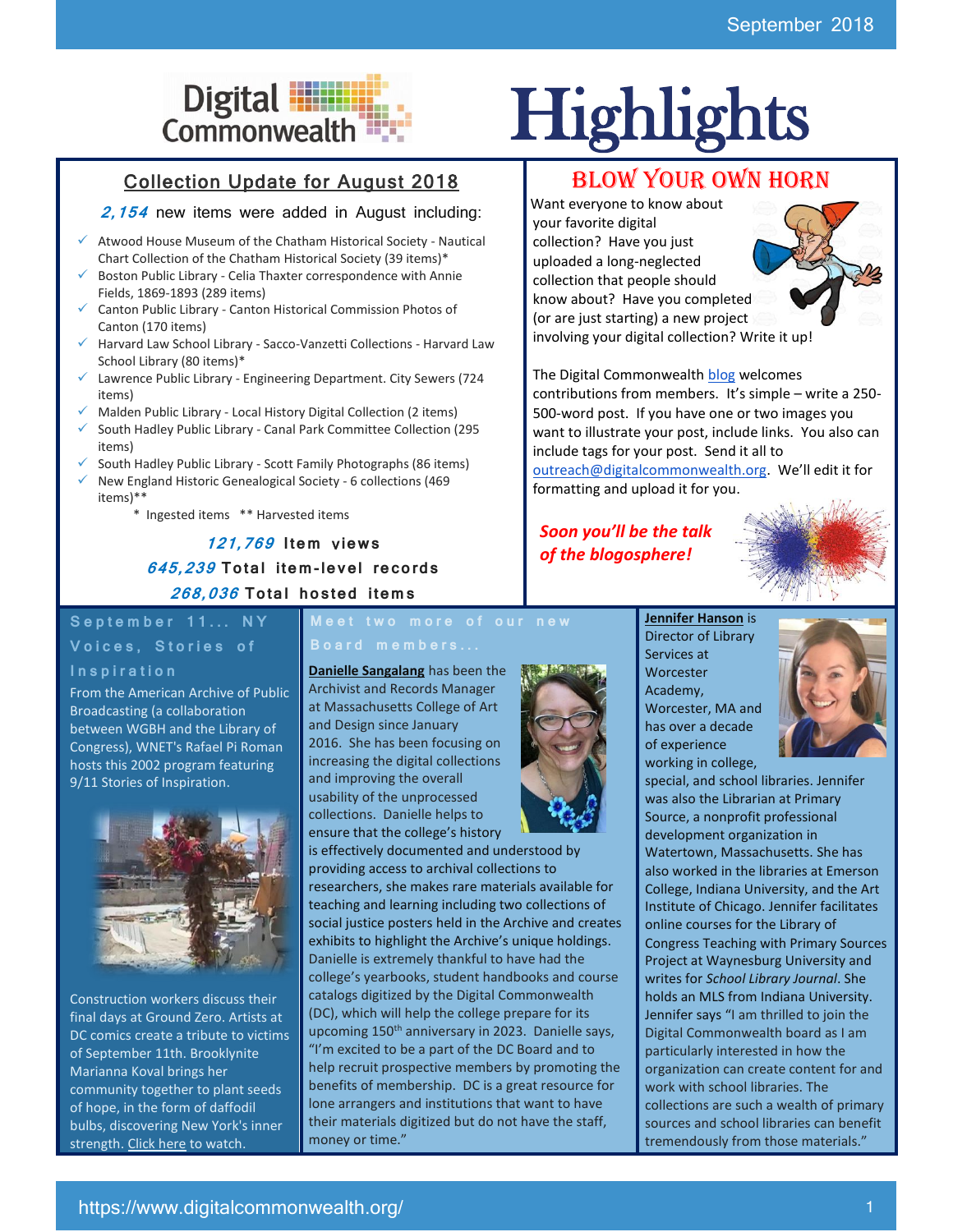# Digital Commonwealth Highlights

September 2018

## Collection Update for August 2018

***2,154*** new items were added in August including:

- Atwood House Museum of the Chatham Historical Society - Nautical Chart Collection of the Chatham Historical Society (39 items)*
- Boston Public Library - Celia Thaxter correspondence with Annie Fields, 1869-1893 (289 items)
- Canton Public Library - Canton Historical Commission Photos of Canton (170 items)
- Harvard Law School Library - Sacco-Vanzetti Collections - Harvard Law School Library (80 items)*
- Lawrence Public Library - Engineering Department. City Sewers (724 items)
- Malden Public Library - Local History Digital Collection (2 items)
- South Hadley Public Library - Canal Park Committee Collection (295 items)
- South Hadley Public Library - Scott Family Photographs (86 items)
- New England Historic Genealogical Society - 6 collections (469 items)**

\* Ingested items ** Harvested items

***121,769*** **Item views**

***645,239*** **Total item-level records**

***268,036*** **Total hosted items**

## BLOW YOUR OWN HORN

Want everyone to know about your favorite digital collection? Have you just uploaded a long-neglected collection that people should know about? Have you completed (or are just starting) a new project involving your digital collection? Write it up!

The Digital Commonwealth blog welcomes contributions from members. It's simple – write a 250-500-word post. If you have one or two images you want to illustrate your post, include links. You also can include tags for your post. Send it all to outreach@digitalcommonwealth.org. We'll edit it for formatting and upload it for you.

***Soon you'll be the talk of the blogosphere!***

## September 11... NY Voices, Stories of Inspiration

From the American Archive of Public Broadcasting (a collaboration between WGBH and the Library of Congress), WNET's Rafael Pi Roman hosts this 2002 program featuring 9/11 Stories of Inspiration.

Construction workers discuss their final days at Ground Zero. Artists at DC comics create a tribute to victims of September 11th. Brooklynite Marianna Koval brings her community together to plant seeds of hope, in the form of daffodil bulbs, discovering New York's inner strength. Click here to watch.

## Meet two more of our new Board members...

**Danielle Sangalang** has been the Archivist and Records Manager at Massachusetts College of Art and Design since January 2016. She has been focusing on increasing the digital collections and improving the overall usability of the unprocessed collections. Danielle helps to ensure that the college's history is effectively documented and understood by providing access to archival collections to researchers, she makes rare materials available for teaching and learning including two collections of social justice posters held in the Archive and creates exhibits to highlight the Archive's unique holdings. Danielle is extremely thankful to have had the college's yearbooks, student handbooks and course catalogs digitized by the Digital Commonwealth (DC), which will help the college prepare for its upcoming 150th anniversary in 2023. Danielle says, "I'm excited to be a part of the DC Board and to help recruit prospective members by promoting the benefits of membership. DC is a great resource for lone arrangers and institutions that want to have their materials digitized but do not have the staff, money or time."

**Jennifer Hanson** is Director of Library Services at Worcester Academy, Worcester, MA and has over a decade of experience working in college, special, and school libraries. Jennifer was also the Librarian at Primary Source, a nonprofit professional development organization in Watertown, Massachusetts. She has also worked in the libraries at Emerson College, Indiana University, and the Art Institute of Chicago. Jennifer facilitates online courses for the Library of Congress Teaching with Primary Sources Project at Waynesburg University and writes for *School Library Journal*. She holds an MLS from Indiana University. Jennifer says "I am thrilled to join the Digital Commonwealth board as I am particularly interested in how the organization can create content for and work with school libraries. The collections are such a wealth of primary sources and school libraries can benefit tremendously from those materials."

https://www.digitalcommonwealth.org/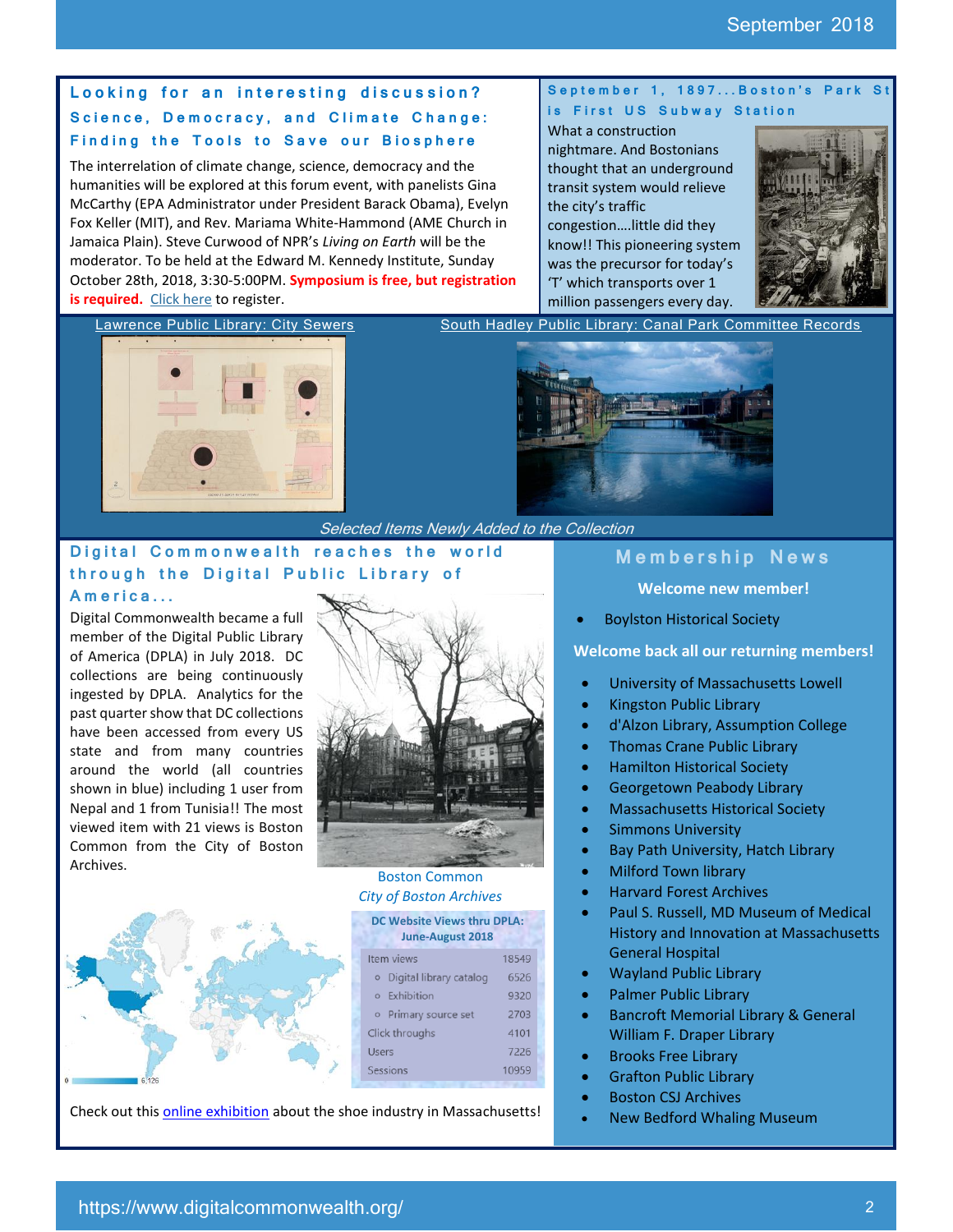## Looking for an interesting discussion?

### Science, Democracy, and Climate Change: Finding the Tools to Save our Biosphere

The interrelation of climate change, science, democracy and the humanities will be explored at this forum event, with panelists Gina McCarthy (EPA Administrator under President Barack Obama), Evelyn Fox Keller (MIT), and Rev. Mariama White-Hammond (AME Church in Jamaica Plain). Steve Curwood of NPR's *Living on Earth* will be the moderator. To be held at the Edward M. Kennedy Institute, Sunday October 28th, 2018, 3:30-5:00PM. **Symposium is free, but registration is required.** [Click here](#) to register.

## September 1, 1897...Boston's Park St is First US Subway Station

What a construction nightmare. And Bostonians thought that an underground transit system would relieve the city's traffic congestion….little did they know!! This pioneering system was the precursor for today's 'T' which transports over 1 million passengers every day.

[Lawrence Public Library: City Sewers](#)

[South Hadley Public Library: Canal Park Committee Records](#)

*Selected Items Newly Added to the Collection*

## Digital Commonwealth reaches the world through the Digital Public Library of America...

Digital Commonwealth became a full member of the Digital Public Library of America (DPLA) in July 2018. DC collections are being continuously ingested by DPLA. Analytics for the past quarter show that DC collections have been accessed from every US state and from many countries around the world (all countries shown in blue) including 1 user from Nepal and 1 from Tunisia!! The most viewed item with 21 views is Boston Common from the City of Boston Archives.

Boston Common
*City of Boston Archives*

0
6,126

**DC Website Views thru DPLA: June-August 2018**

| | |
|---|---|
| Item views | 18549 |
| ○ Digital library catalog | 6526 |
| ○ Exhibition | 9320 |
| ○ Primary source set | 2703 |
| Click throughs | 4101 |
| Users | 7226 |
| Sessions | 10959 |

Check out this [online exhibition](#) about the shoe industry in Massachusetts!

## Membership News

**Welcome new member!**

- Boylston Historical Society

**Welcome back all our returning members!**

- University of Massachusetts Lowell
- Kingston Public Library
- d'Alzon Library, Assumption College
- Thomas Crane Public Library
- Hamilton Historical Society
- Georgetown Peabody Library
- Massachusetts Historical Society
- Simmons University
- Bay Path University, Hatch Library
- Milford Town library
- Harvard Forest Archives
- Paul S. Russell, MD Museum of Medical History and Innovation at Massachusetts General Hospital
- Wayland Public Library
- Palmer Public Library
- Bancroft Memorial Library & General William F. Draper Library
- Brooks Free Library
- Grafton Public Library
- Boston CSJ Archives
- New Bedford Whaling Museum